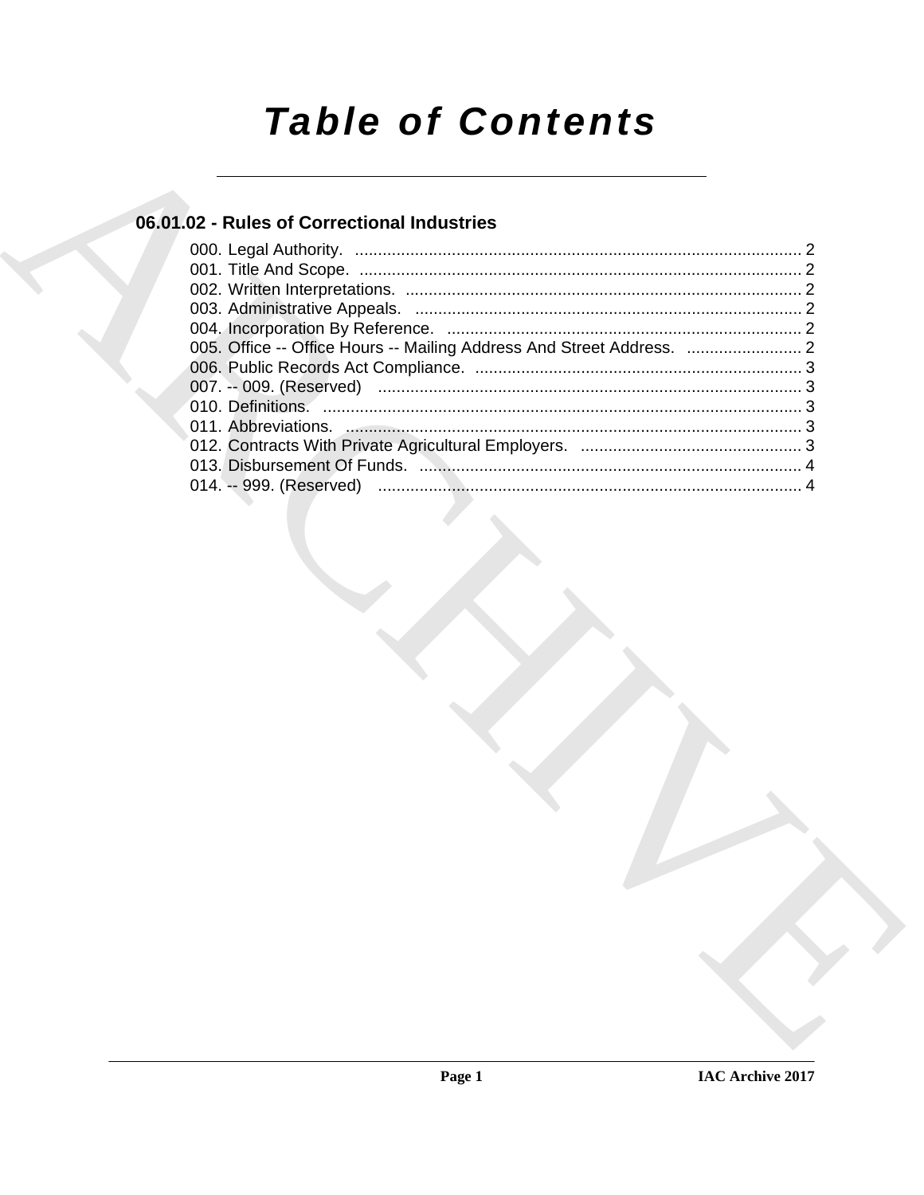# Table of Contents

## 06.01.02 - Rules of Correctional Industries

000. Legal Authority. ..... 2
001. Title And Scope. ..... 2
002. Written Interpretations. ..... 2
003. Administrative Appeals. ..... 2
004. Incorporation By Reference. ..... 2
005. Office -- Office Hours -- Mailing Address And Street Address. ..... 2
006. Public Records Act Compliance. ..... 3
007. -- 009. (Reserved) ..... 3
010. Definitions. ..... 3
011. Abbreviations. ..... 3
012. Contracts With Private Agricultural Employers. ..... 3
013. Disbursement Of Funds. ..... 4
014. -- 999. (Reserved) ..... 4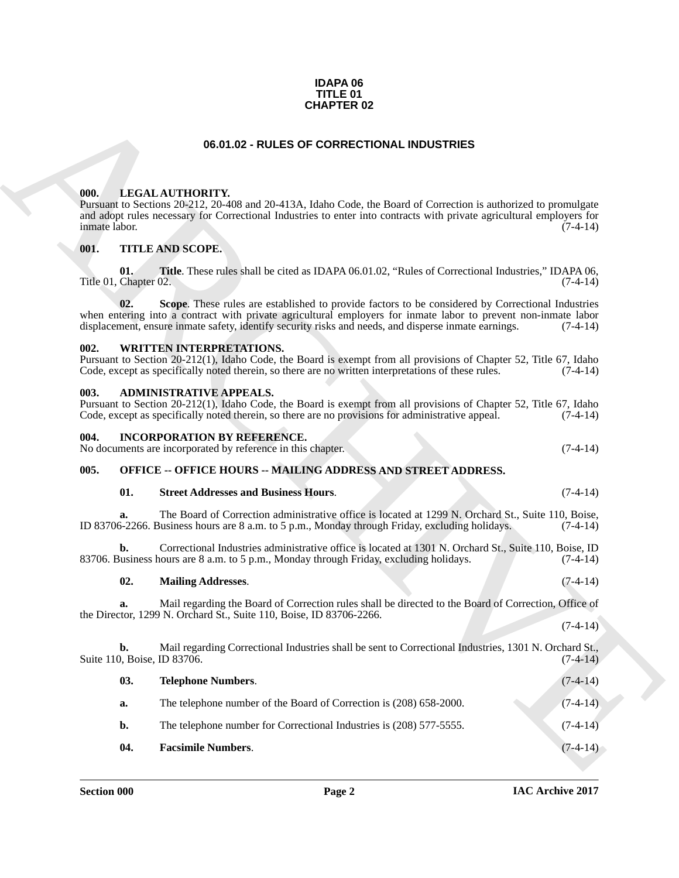**IDAPA 06**
**TITLE 01**
**CHAPTER 02**

# 06.01.02 - RULES OF CORRECTIONAL INDUSTRIES

## 000. LEGAL AUTHORITY.

Pursuant to Sections 20-212, 20-408 and 20-413A, Idaho Code, the Board of Correction is authorized to promulgate and adopt rules necessary for Correctional Industries to enter into contracts with private agricultural employers for inmate labor. (7-4-14)

## 001. TITLE AND SCOPE.

**01. Title**. These rules shall be cited as IDAPA 06.01.02, "Rules of Correctional Industries," IDAPA 06, Title 01, Chapter 02. (7-4-14)

**02. Scope**. These rules are established to provide factors to be considered by Correctional Industries when entering into a contract with private agricultural employers for inmate labor to prevent non-inmate labor displacement, ensure inmate safety, identify security risks and needs, and disperse inmate earnings. (7-4-14)

## 002. WRITTEN INTERPRETATIONS.

Pursuant to Section 20-212(1), Idaho Code, the Board is exempt from all provisions of Chapter 52, Title 67, Idaho Code, except as specifically noted therein, so there are no written interpretations of these rules. (7-4-14)

## 003. ADMINISTRATIVE APPEALS.

Pursuant to Section 20-212(1), Idaho Code, the Board is exempt from all provisions of Chapter 52, Title 67, Idaho Code, except as specifically noted therein, so there are no provisions for administrative appeal. (7-4-14)

## 004. INCORPORATION BY REFERENCE.

No documents are incorporated by reference in this chapter. (7-4-14)

## 005. OFFICE -- OFFICE HOURS -- MAILING ADDRESS AND STREET ADDRESS.

**01. Street Addresses and Business Hours**. (7-4-14)

**a.** The Board of Correction administrative office is located at 1299 N. Orchard St., Suite 110, Boise, ID 83706-2266. Business hours are 8 a.m. to 5 p.m., Monday through Friday, excluding holidays. (7-4-14)

**b.** Correctional Industries administrative office is located at 1301 N. Orchard St., Suite 110, Boise, ID 83706. Business hours are 8 a.m. to 5 p.m., Monday through Friday, excluding holidays. (7-4-14)

**02. Mailing Addresses**. (7-4-14)

**a.** Mail regarding the Board of Correction rules shall be directed to the Board of Correction, Office of the Director, 1299 N. Orchard St., Suite 110, Boise, ID 83706-2266. (7-4-14)

**b.** Mail regarding Correctional Industries shall be sent to Correctional Industries, 1301 N. Orchard St., Suite 110, Boise, ID 83706. (7-4-14)

**03. Telephone Numbers**. (7-4-14)

**a.** The telephone number of the Board of Correction is (208) 658-2000. (7-4-14)

**b.** The telephone number for Correctional Industries is (208) 577-5555. (7-4-14)

**04. Facsimile Numbers**. (7-4-14)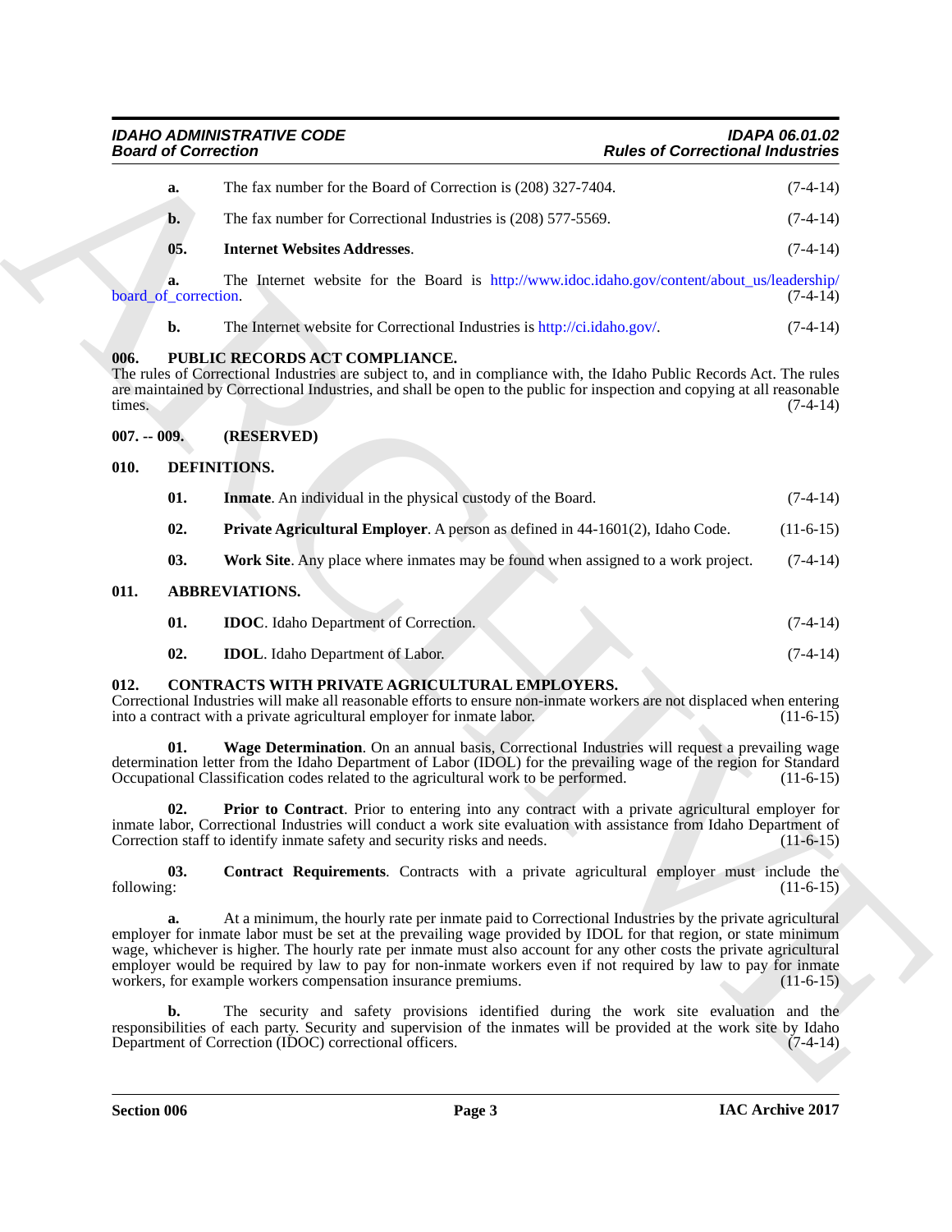**a.** The fax number for the Board of Correction is (208) 327-7404. (7-4-14)

**b.** The fax number for Correctional Industries is (208) 577-5569. (7-4-14)

**05. Internet Websites Addresses**. (7-4-14)

**a.** The Internet website for the Board is http://www.idoc.idaho.gov/content/about_us/leadership/board_of_correction. (7-4-14)

**b.** The Internet website for Correctional Industries is http://ci.idaho.gov/. (7-4-14)

## 006. PUBLIC RECORDS ACT COMPLIANCE.

The rules of Correctional Industries are subject to, and in compliance with, the Idaho Public Records Act. The rules are maintained by Correctional Industries, and shall be open to the public for inspection and copying at all reasonable times. (7-4-14)

## 007. -- 009. (RESERVED)

## 010. DEFINITIONS.

**01. Inmate**. An individual in the physical custody of the Board. (7-4-14)

**02. Private Agricultural Employer**. A person as defined in 44-1601(2), Idaho Code. (11-6-15)

**03. Work Site**. Any place where inmates may be found when assigned to a work project. (7-4-14)

## 011. ABBREVIATIONS.

**01. IDOC**. Idaho Department of Correction. (7-4-14)

**02. IDOL**. Idaho Department of Labor. (7-4-14)

## 012. CONTRACTS WITH PRIVATE AGRICULTURAL EMPLOYERS.

Correctional Industries will make all reasonable efforts to ensure non-inmate workers are not displaced when entering into a contract with a private agricultural employer for inmate labor. (11-6-15)

**01. Wage Determination**. On an annual basis, Correctional Industries will request a prevailing wage determination letter from the Idaho Department of Labor (IDOL) for the prevailing wage of the region for Standard Occupational Classification codes related to the agricultural work to be performed. (11-6-15)

**02. Prior to Contract**. Prior to entering into any contract with a private agricultural employer for inmate labor, Correctional Industries will conduct a work site evaluation with assistance from Idaho Department of Correction staff to identify inmate safety and security risks and needs. (11-6-15)

**03. Contract Requirements**. Contracts with a private agricultural employer must include the following: (11-6-15)

**a.** At a minimum, the hourly rate per inmate paid to Correctional Industries by the private agricultural employer for inmate labor must be set at the prevailing wage provided by IDOL for that region, or state minimum wage, whichever is higher. The hourly rate per inmate must also account for any other costs the private agricultural employer would be required by law to pay for non-inmate workers even if not required by law to pay for inmate workers, for example workers compensation insurance premiums. (11-6-15)

**b.** The security and safety provisions identified during the work site evaluation and the responsibilities of each party. Security and supervision of the inmates will be provided at the work site by Idaho Department of Correction (IDOC) correctional officers. (7-4-14)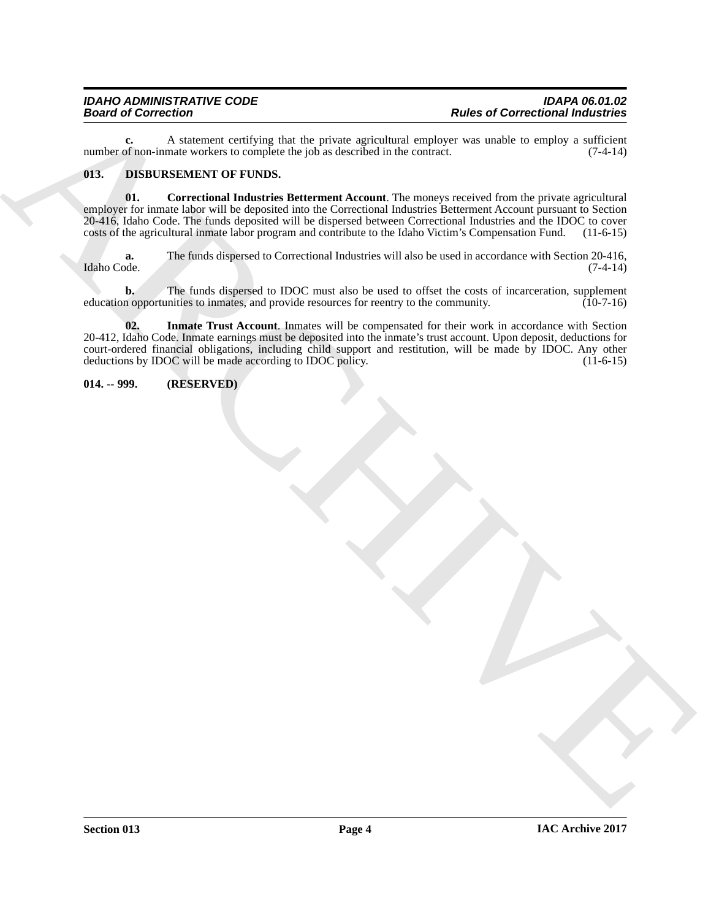**c.** A statement certifying that the private agricultural employer was unable to employ a sufficient number of non-inmate workers to complete the job as described in the contract. (7-4-14)

**013. DISBURSEMENT OF FUNDS.**

**01. Correctional Industries Betterment Account**. The moneys received from the private agricultural employer for inmate labor will be deposited into the Correctional Industries Betterment Account pursuant to Section 20-416, Idaho Code. The funds deposited will be dispersed between Correctional Industries and the IDOC to cover costs of the agricultural inmate labor program and contribute to the Idaho Victim's Compensation Fund. (11-6-15)

**a.** The funds dispersed to Correctional Industries will also be used in accordance with Section 20-416, Idaho Code. (7-4-14)

**b.** The funds dispersed to IDOC must also be used to offset the costs of incarceration, supplement education opportunities to inmates, and provide resources for reentry to the community. (10-7-16)

**02. Inmate Trust Account**. Inmates will be compensated for their work in accordance with Section 20-412, Idaho Code. Inmate earnings must be deposited into the inmate's trust account. Upon deposit, deductions for court-ordered financial obligations, including child support and restitution, will be made by IDOC. Any other deductions by IDOC will be made according to IDOC policy. (11-6-15)

**014. -- 999. (RESERVED)**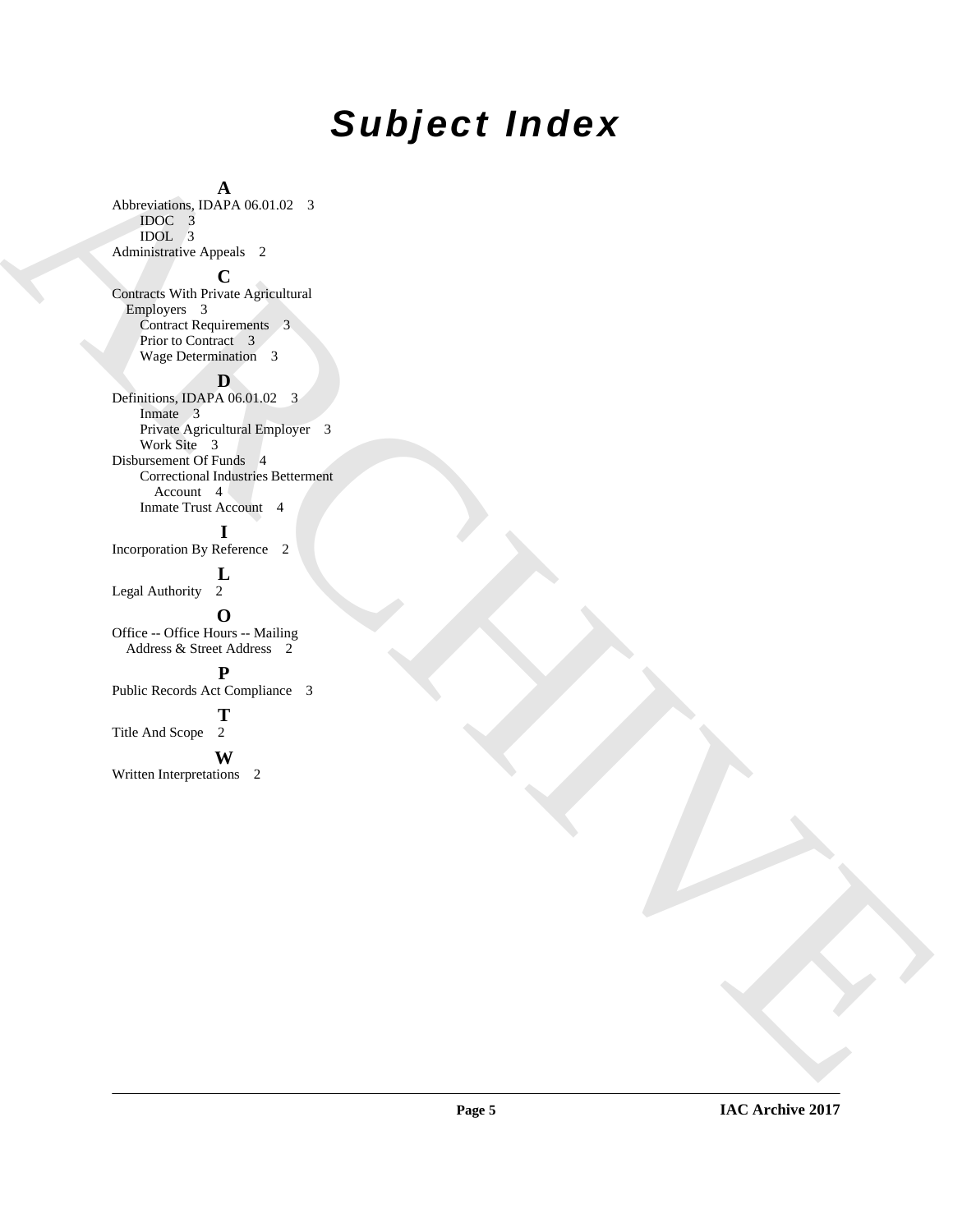# *Subject Index*

**A**

Abbreviations, IDAPA 06.01.02 3
- IDOC 3
- IDOL 3

Administrative Appeals 2

**C**

Contracts With Private Agricultural Employers 3
- Contract Requirements 3
- Prior to Contract 3
- Wage Determination 3

**D**

Definitions, IDAPA 06.01.02 3
- Inmate 3
- Private Agricultural Employer 3
- Work Site 3

Disbursement Of Funds 4
- Correctional Industries Betterment Account 4
- Inmate Trust Account 4

**I**

Incorporation By Reference 2

**L**

Legal Authority 2

**O**

Office -- Office Hours -- Mailing Address & Street Address 2

**P**

Public Records Act Compliance 3

**T**

Title And Scope 2

**W**

Written Interpretations 2